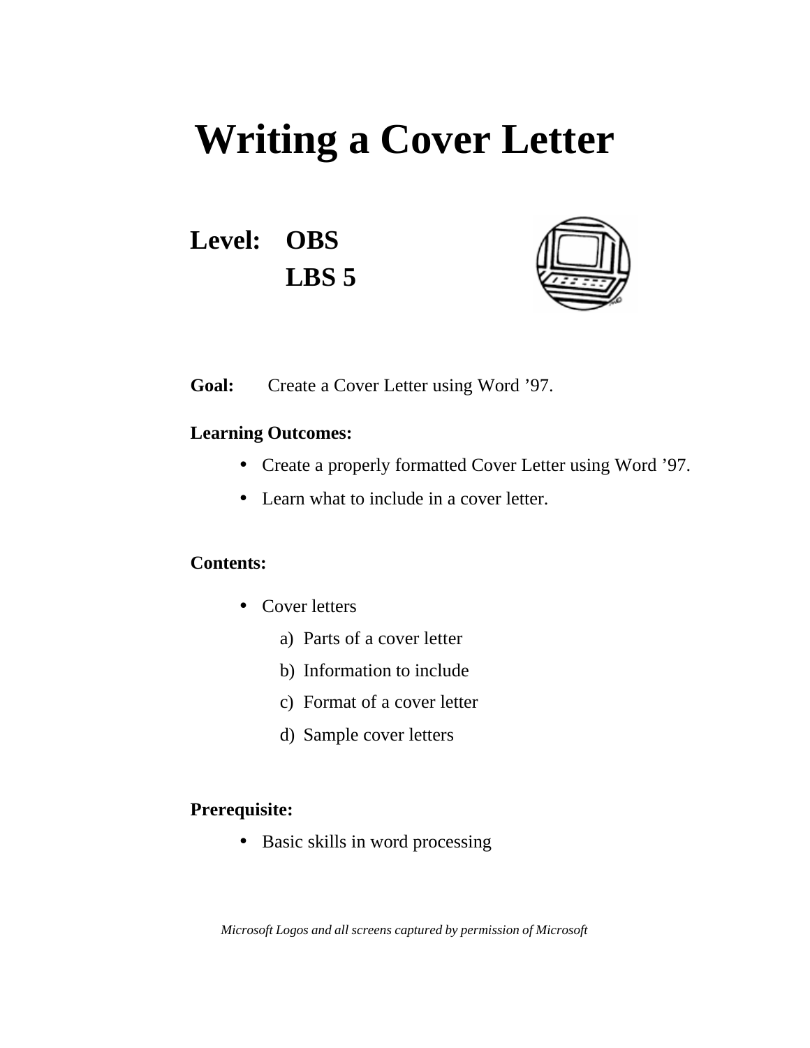# Writing a Cover Letter

**Level: OBS**
**LBS 5**

**Goal:** Create a Cover Letter using Word '97.

**Learning Outcomes:**

- Create a properly formatted Cover Letter using Word '97.
- Learn what to include in a cover letter.

**Contents:**

- Cover letters
    a) Parts of a cover letter
    b) Information to include
    c) Format of a cover letter
    d) Sample cover letters

**Prerequisite:**

- Basic skills in word processing

*Microsoft Logos and all screens captured by permission of Microsoft*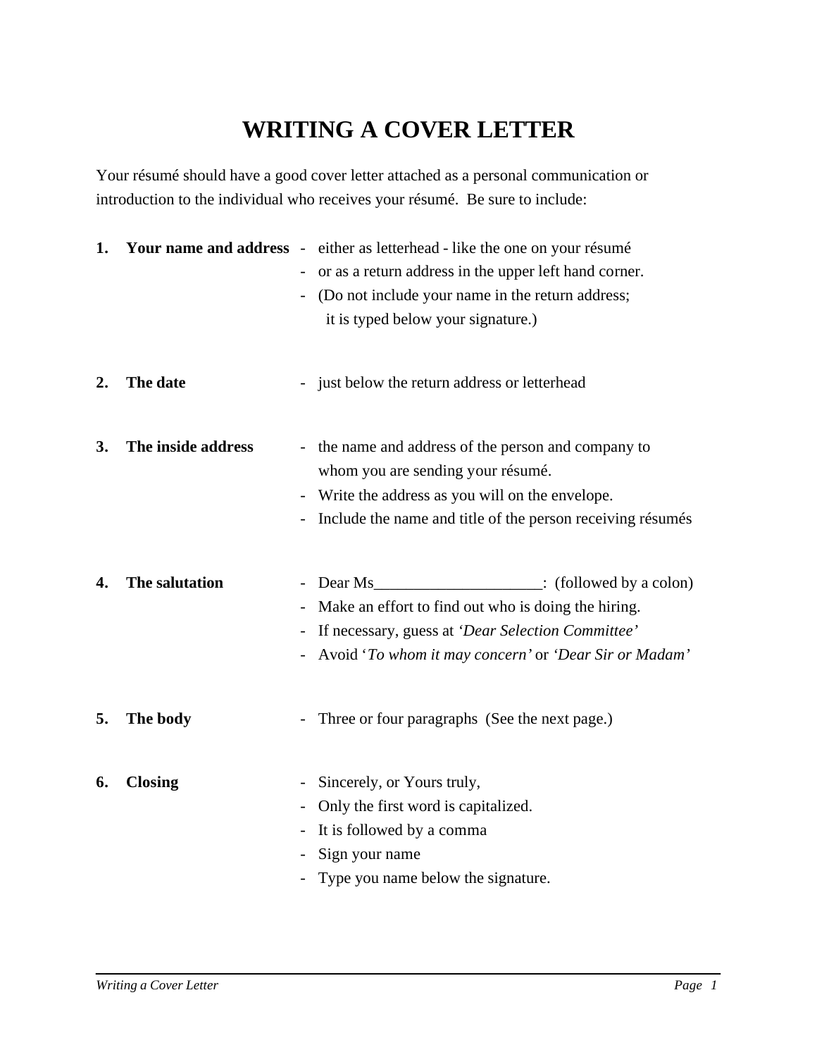# WRITING A COVER LETTER

Your résumé should have a good cover letter attached as a personal communication or introduction to the individual who receives your résumé. Be sure to include:

1. **Your name and address**
   - either as letterhead - like the one on your résumé
   - or as a return address in the upper left hand corner.
   - (Do not include your name in the return address; it is typed below your signature.)

2. **The date**
   - just below the return address or letterhead

3. **The inside address**
   - the name and address of the person and company to whom you are sending your résumé.
   - Write the address as you will on the envelope.
   - Include the name and title of the person receiving résumés

4. **The salutation**
   - Dear Ms____________________: (followed by a colon)
   - Make an effort to find out who is doing the hiring.
   - If necessary, guess at *'Dear Selection Committee'*
   - Avoid '*To whom it may concern'* or *'Dear Sir or Madam'*

5. **The body**
   - Three or four paragraphs (See the next page.)

6. **Closing**
   - Sincerely, or Yours truly,
   - Only the first word is capitalized.
   - It is followed by a comma
   - Sign your name
   - Type you name below the signature.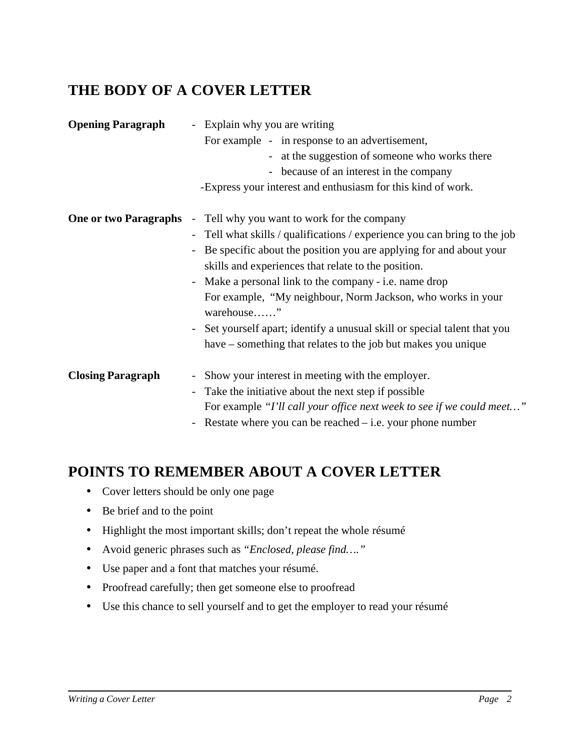## THE BODY OF A COVER LETTER

**Opening Paragraph**

- Explain why you are writing
  For example
  - in response to an advertisement,
  - at the suggestion of someone who works there
  - because of an interest in the company
- Express your interest and enthusiasm for this kind of work.

**One or two Paragraphs**

- Tell why you want to work for the company
- Tell what skills / qualifications / experience you can bring to the job
- Be specific about the position you are applying for and about your skills and experiences that relate to the position.
- Make a personal link to the company - i.e. name drop
  For example, "My neighbour, Norm Jackson, who works in your warehouse……"
- Set yourself apart; identify a unusual skill or special talent that you have – something that relates to the job but makes you unique

**Closing Paragraph**

- Show your interest in meeting with the employer.
- Take the initiative about the next step if possible
  For example *"I'll call your office next week to see if we could meet…"*
- Restate where you can be reached – i.e. your phone number

## POINTS TO REMEMBER ABOUT A COVER LETTER

- Cover letters should be only one page
- Be brief and to the point
- Highlight the most important skills; don't repeat the whole résumé
- Avoid generic phrases such as *"Enclosed, please find…."*
- Use paper and a font that matches your résumé.
- Proofread carefully; then get someone else to proofread
- Use this chance to sell yourself and to get the employer to read your résumé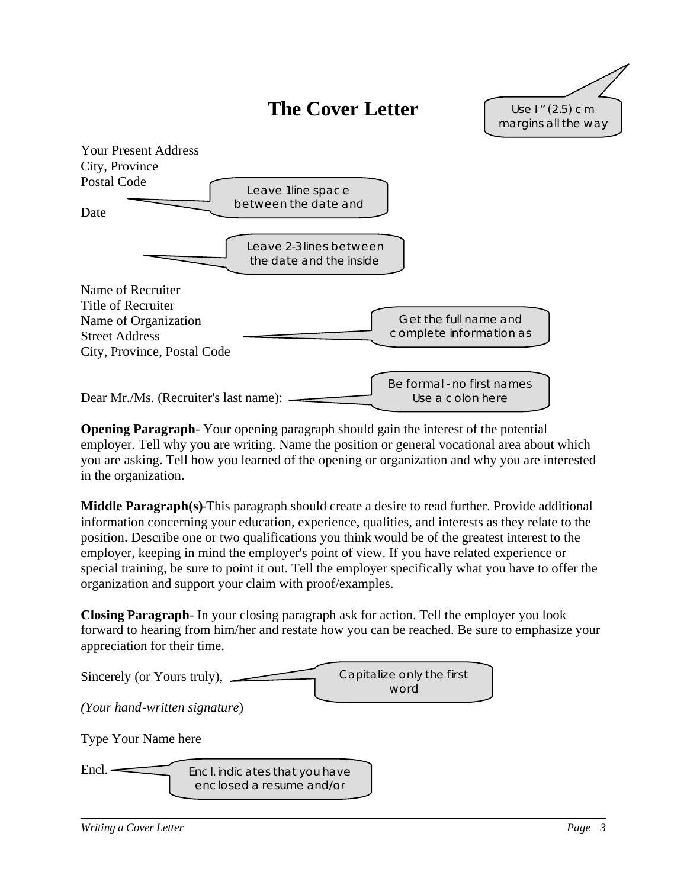# The Cover Letter

> Use 1" (2.5) cm margins all the way

Your Present Address
City, Province
Postal Code

> Leave 1 line space between the date and

Date

> Leave 2-3 lines between the date and the inside

Name of Recruiter
Title of Recruiter
Name of Organization
Street Address
City, Province, Postal Code

> Get the full name and complete information as

Dear Mr./Ms. (Recruiter's last name):

> Be formal - no first names
> Use a colon here

**Opening Paragraph**- Your opening paragraph should gain the interest of the potential employer. Tell why you are writing. Name the position or general vocational area about which you are asking. Tell how you learned of the opening or organization and why you are interested in the organization.

**Middle Paragraph(s)**-This paragraph should create a desire to read further. Provide additional information concerning your education, experience, qualities, and interests as they relate to the position. Describe one or two qualifications you think would be of the greatest interest to the employer, keeping in mind the employer's point of view. If you have related experience or special training, be sure to point it out. Tell the employer specifically what you have to offer the organization and support your claim with proof/examples.

**Closing Paragraph**- In your closing paragraph ask for action. Tell the employer you look forward to hearing from him/her and restate how you can be reached. Be sure to emphasize your appreciation for their time.

Sincerely (or Yours truly),

> Capitalize only the first word

*(Your hand-written signature*)

Type Your Name here

Encl.

> Encl. indicates that you have enclosed a resume and/or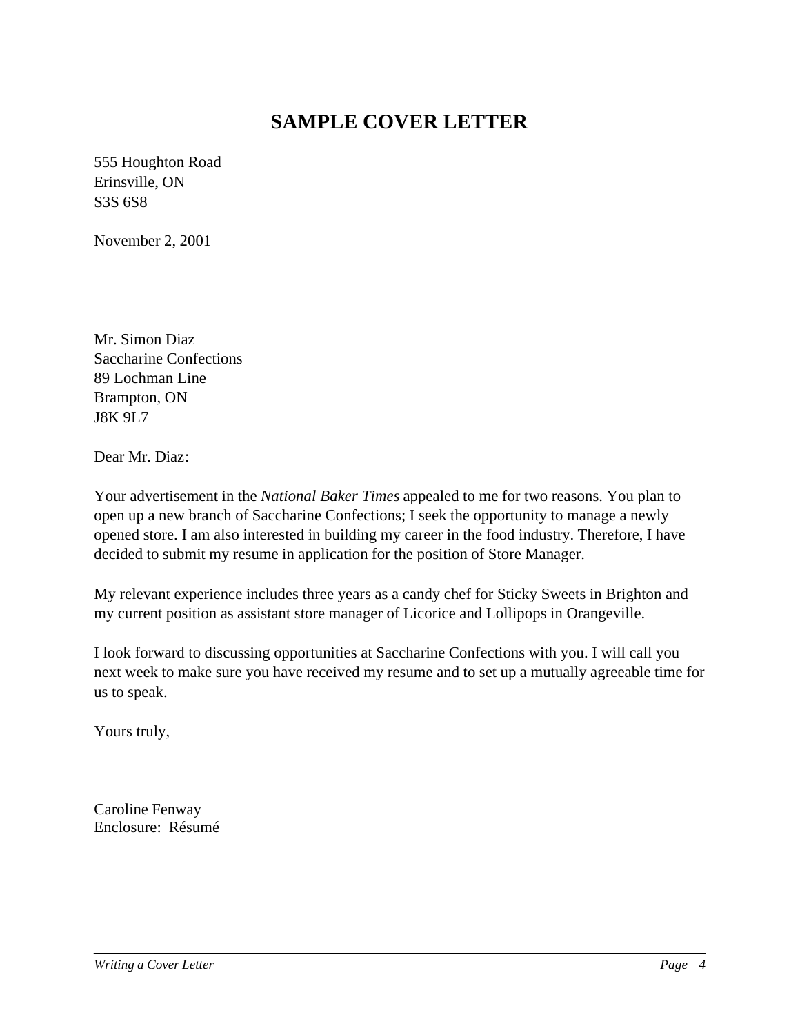# SAMPLE COVER LETTER

555 Houghton Road
Erinsville, ON
S3S 6S8

November 2, 2001

Mr. Simon Diaz
Saccharine Confections
89 Lochman Line
Brampton, ON
J8K 9L7

Dear Mr. Diaz:

Your advertisement in the *National Baker Times* appealed to me for two reasons. You plan to open up a new branch of Saccharine Confections; I seek the opportunity to manage a newly opened store. I am also interested in building my career in the food industry. Therefore, I have decided to submit my resume in application for the position of Store Manager.

My relevant experience includes three years as a candy chef for Sticky Sweets in Brighton and my current position as assistant store manager of Licorice and Lollipops in Orangeville.

I look forward to discussing opportunities at Saccharine Confections with you. I will call you next week to make sure you have received my resume and to set up a mutually agreeable time for us to speak.

Yours truly,

Caroline Fenway
Enclosure: Résumé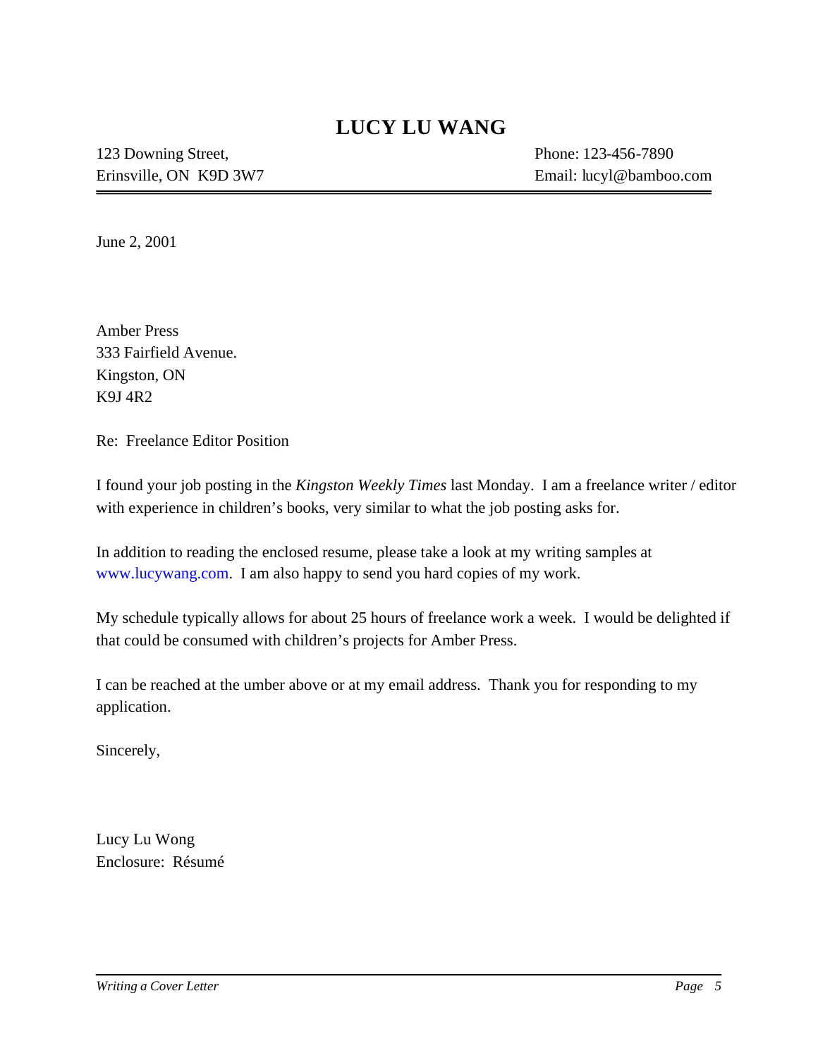# LUCY LU WANG

123 Downing Street,
Erinsville, ON  K9D 3W7

Phone: 123-456-7890
Email: lucyl@bamboo.com

---

June 2, 2001

Amber Press
333 Fairfield Avenue.
Kingston, ON
K9J 4R2

Re:  Freelance Editor Position

I found your job posting in the *Kingston Weekly Times* last Monday.  I am a freelance writer / editor with experience in children's books, very similar to what the job posting asks for.

In addition to reading the enclosed resume, please take a look at my writing samples at www.lucywang.com.  I am also happy to send you hard copies of my work.

My schedule typically allows for about 25 hours of freelance work a week.  I would be delighted if that could be consumed with children's projects for Amber Press.

I can be reached at the umber above or at my email address.  Thank you for responding to my application.

Sincerely,

Lucy Lu Wong
Enclosure:  Résumé